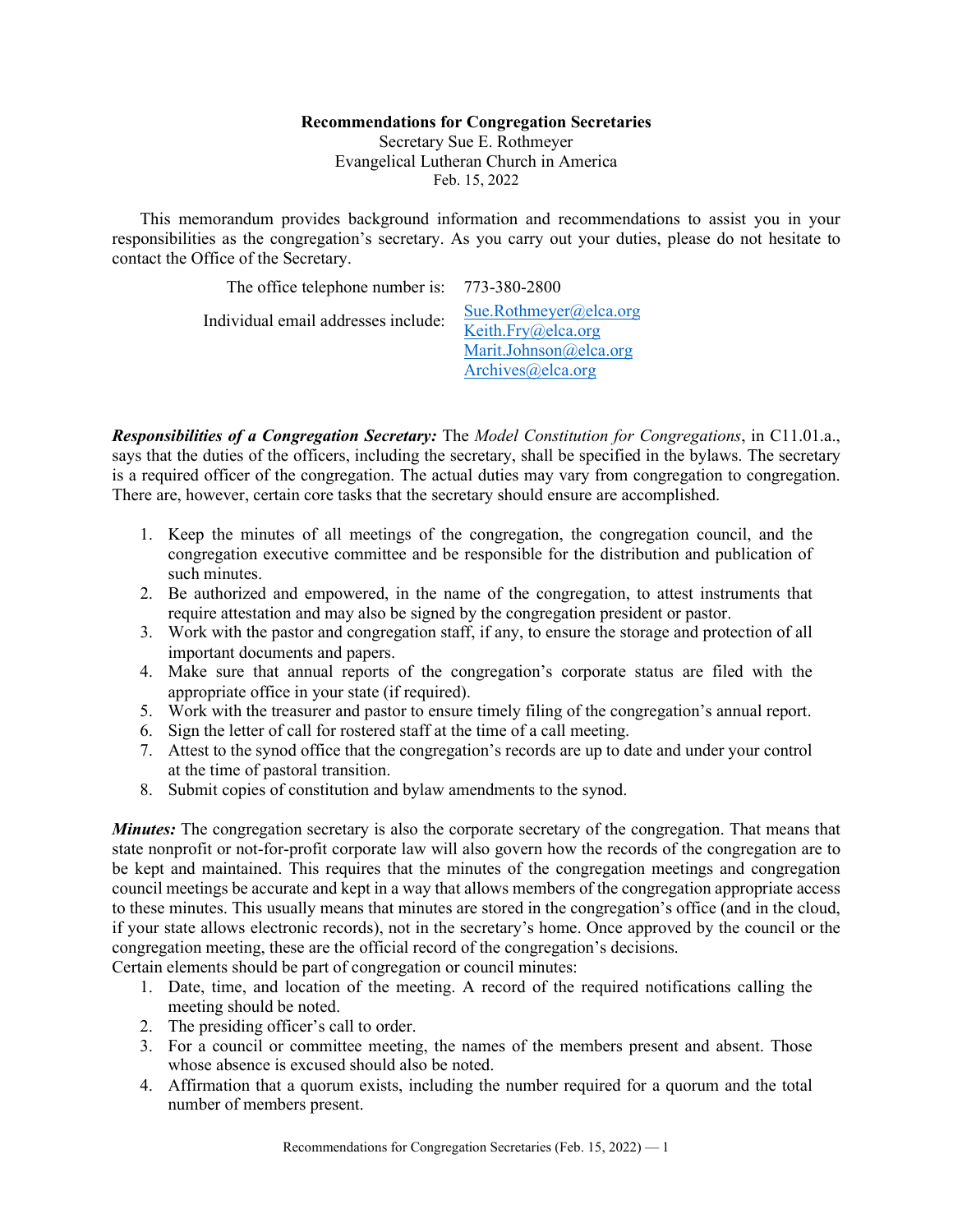**Recommendations for Congregation Secretaries**

Secretary Sue E. Rothmeyer
Evangelical Lutheran Church in America
Feb. 15, 2022

This memorandum provides background information and recommendations to assist you in your responsibilities as the congregation's secretary. As you carry out your duties, please do not hesitate to contact the Office of the Secretary.

| | |
|---|---|
| The office telephone number is: | 773-380-2800 |
| Individual email addresses include: | Sue.Rothmeyer@elca.org<br>Keith.Fry@elca.org<br>Marit.Johnson@elca.org<br>Archives@elca.org |

***Responsibilities of a Congregation Secretary:*** The *Model Constitution for Congregations*, in C11.01.a., says that the duties of the officers, including the secretary, shall be specified in the bylaws. The secretary is a required officer of the congregation. The actual duties may vary from congregation to congregation. There are, however, certain core tasks that the secretary should ensure are accomplished.

1. Keep the minutes of all meetings of the congregation, the congregation council, and the congregation executive committee and be responsible for the distribution and publication of such minutes.
2. Be authorized and empowered, in the name of the congregation, to attest instruments that require attestation and may also be signed by the congregation president or pastor.
3. Work with the pastor and congregation staff, if any, to ensure the storage and protection of all important documents and papers.
4. Make sure that annual reports of the congregation's corporate status are filed with the appropriate office in your state (if required).
5. Work with the treasurer and pastor to ensure timely filing of the congregation's annual report.
6. Sign the letter of call for rostered staff at the time of a call meeting.
7. Attest to the synod office that the congregation's records are up to date and under your control at the time of pastoral transition.
8. Submit copies of constitution and bylaw amendments to the synod.

***Minutes:*** The congregation secretary is also the corporate secretary of the congregation. That means that state nonprofit or not-for-profit corporate law will also govern how the records of the congregation are to be kept and maintained. This requires that the minutes of the congregation meetings and congregation council meetings be accurate and kept in a way that allows members of the congregation appropriate access to these minutes. This usually means that minutes are stored in the congregation's office (and in the cloud, if your state allows electronic records), not in the secretary's home. Once approved by the council or the congregation meeting, these are the official record of the congregation's decisions.

Certain elements should be part of congregation or council minutes:

1. Date, time, and location of the meeting. A record of the required notifications calling the meeting should be noted.
2. The presiding officer's call to order.
3. For a council or committee meeting, the names of the members present and absent. Those whose absence is excused should also be noted.
4. Affirmation that a quorum exists, including the number required for a quorum and the total number of members present.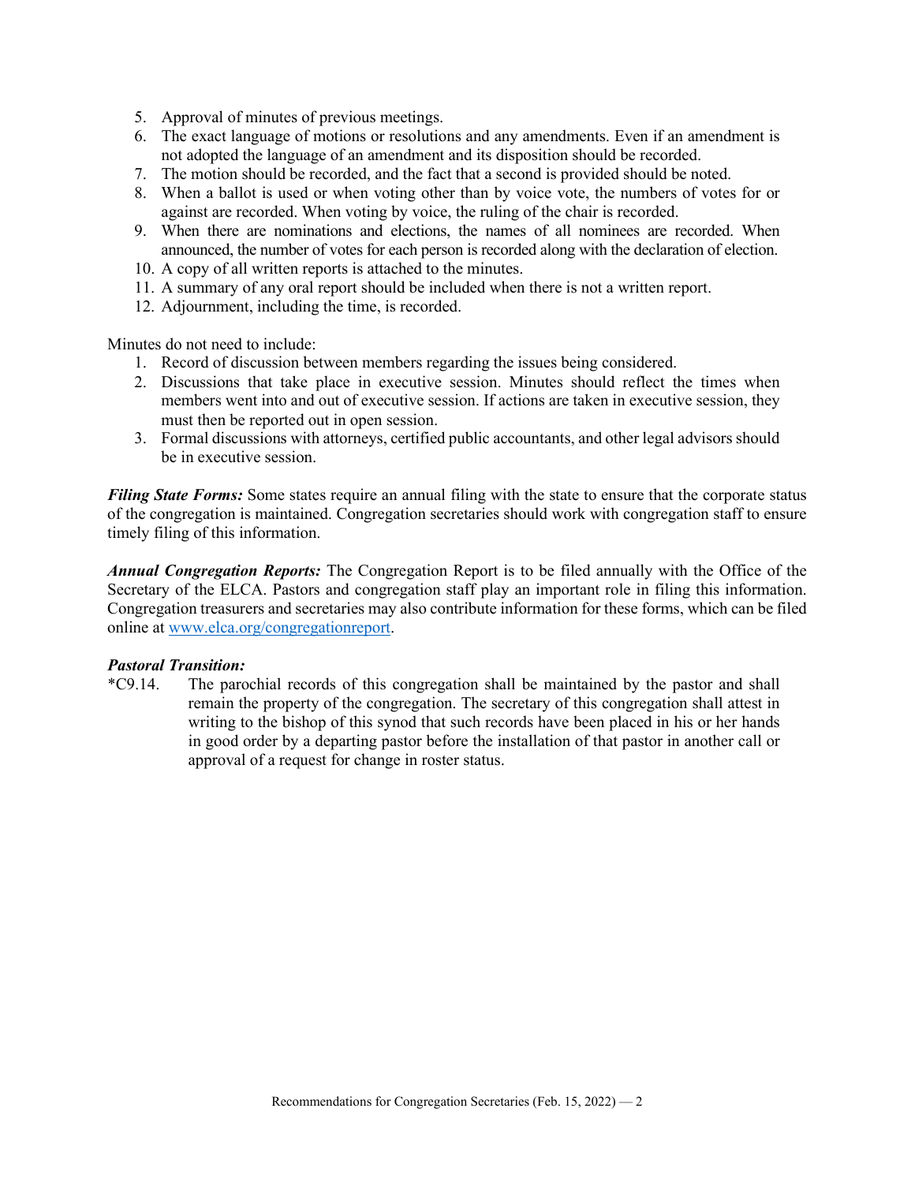5. Approval of minutes of previous meetings.
6. The exact language of motions or resolutions and any amendments. Even if an amendment is not adopted the language of an amendment and its disposition should be recorded.
7. The motion should be recorded, and the fact that a second is provided should be noted.
8. When a ballot is used or when voting other than by voice vote, the numbers of votes for or against are recorded. When voting by voice, the ruling of the chair is recorded.
9. When there are nominations and elections, the names of all nominees are recorded. When announced, the number of votes for each person is recorded along with the declaration of election.
10. A copy of all written reports is attached to the minutes.
11. A summary of any oral report should be included when there is not a written report.
12. Adjournment, including the time, is recorded.

Minutes do not need to include:

1. Record of discussion between members regarding the issues being considered.
2. Discussions that take place in executive session. Minutes should reflect the times when members went into and out of executive session. If actions are taken in executive session, they must then be reported out in open session.
3. Formal discussions with attorneys, certified public accountants, and other legal advisors should be in executive session.

***Filing State Forms:*** Some states require an annual filing with the state to ensure that the corporate status of the congregation is maintained. Congregation secretaries should work with congregation staff to ensure timely filing of this information.

***Annual Congregation Reports:*** The Congregation Report is to be filed annually with the Office of the Secretary of the ELCA. Pastors and congregation staff play an important role in filing this information. Congregation treasurers and secretaries may also contribute information for these forms, which can be filed online at [www.elca.org/congregationreport](http://www.elca.org/congregationreport).

***Pastoral Transition:***

*C9.14. The parochial records of this congregation shall be maintained by the pastor and shall remain the property of the congregation. The secretary of this congregation shall attest in writing to the bishop of this synod that such records have been placed in his or her hands in good order by a departing pastor before the installation of that pastor in another call or approval of a request for change in roster status.